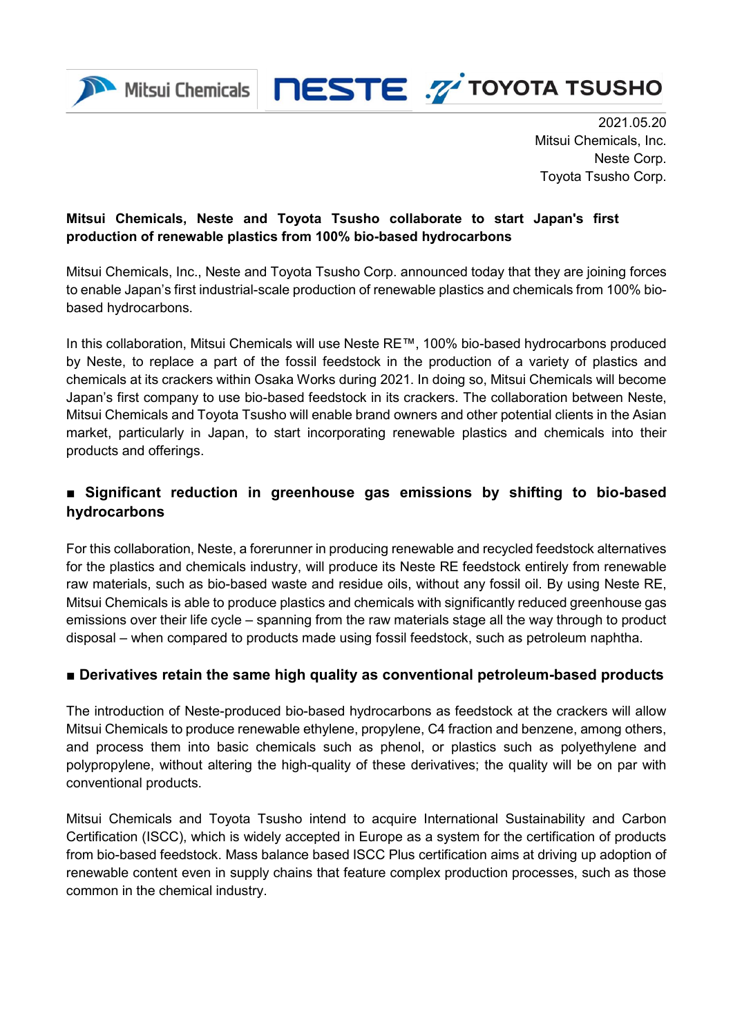Mitsui Chemicals | NESTE | TOYOTA TSUSHO

2021.05.20
Mitsui Chemicals, Inc.
Neste Corp.
Toyota Tsusho Corp.

**Mitsui Chemicals, Neste and Toyota Tsusho collaborate to start Japan's first production of renewable plastics from 100% bio-based hydrocarbons**

Mitsui Chemicals, Inc., Neste and Toyota Tsusho Corp. announced today that they are joining forces to enable Japan's first industrial-scale production of renewable plastics and chemicals from 100% bio-based hydrocarbons.

In this collaboration, Mitsui Chemicals will use Neste RE™, 100% bio-based hydrocarbons produced by Neste, to replace a part of the fossil feedstock in the production of a variety of plastics and chemicals at its crackers within Osaka Works during 2021. In doing so, Mitsui Chemicals will become Japan's first company to use bio-based feedstock in its crackers. The collaboration between Neste, Mitsui Chemicals and Toyota Tsusho will enable brand owners and other potential clients in the Asian market, particularly in Japan, to start incorporating renewable plastics and chemicals into their products and offerings.

## ■ Significant reduction in greenhouse gas emissions by shifting to bio-based hydrocarbons

For this collaboration, Neste, a forerunner in producing renewable and recycled feedstock alternatives for the plastics and chemicals industry, will produce its Neste RE feedstock entirely from renewable raw materials, such as bio-based waste and residue oils, without any fossil oil. By using Neste RE, Mitsui Chemicals is able to produce plastics and chemicals with significantly reduced greenhouse gas emissions over their life cycle – spanning from the raw materials stage all the way through to product disposal – when compared to products made using fossil feedstock, such as petroleum naphtha.

## ■ Derivatives retain the same high quality as conventional petroleum-based products

The introduction of Neste-produced bio-based hydrocarbons as feedstock at the crackers will allow Mitsui Chemicals to produce renewable ethylene, propylene, C4 fraction and benzene, among others, and process them into basic chemicals such as phenol, or plastics such as polyethylene and polypropylene, without altering the high-quality of these derivatives; the quality will be on par with conventional products.

Mitsui Chemicals and Toyota Tsusho intend to acquire International Sustainability and Carbon Certification (ISCC), which is widely accepted in Europe as a system for the certification of products from bio-based feedstock. Mass balance based ISCC Plus certification aims at driving up adoption of renewable content even in supply chains that feature complex production processes, such as those common in the chemical industry.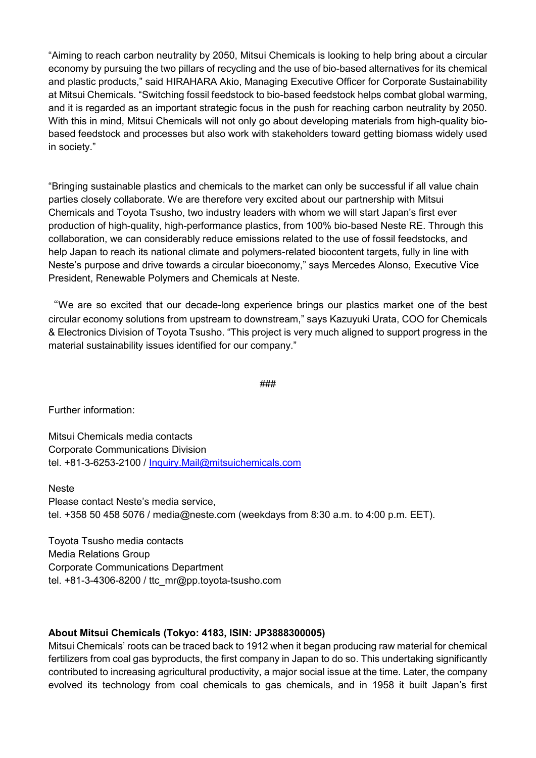"Aiming to reach carbon neutrality by 2050, Mitsui Chemicals is looking to help bring about a circular economy by pursuing the two pillars of recycling and the use of bio-based alternatives for its chemical and plastic products," said HIRAHARA Akio, Managing Executive Officer for Corporate Sustainability at Mitsui Chemicals. "Switching fossil feedstock to bio-based feedstock helps combat global warming, and it is regarded as an important strategic focus in the push for reaching carbon neutrality by 2050. With this in mind, Mitsui Chemicals will not only go about developing materials from high-quality bio-based feedstock and processes but also work with stakeholders toward getting biomass widely used in society."

"Bringing sustainable plastics and chemicals to the market can only be successful if all value chain parties closely collaborate. We are therefore very excited about our partnership with Mitsui Chemicals and Toyota Tsusho, two industry leaders with whom we will start Japan's first ever production of high-quality, high-performance plastics, from 100% bio-based Neste RE. Through this collaboration, we can considerably reduce emissions related to the use of fossil feedstocks, and help Japan to reach its national climate and polymers-related biocontent targets, fully in line with Neste's purpose and drive towards a circular bioeconomy," says Mercedes Alonso, Executive Vice President, Renewable Polymers and Chemicals at Neste.

"We are so excited that our decade-long experience brings our plastics market one of the best circular economy solutions from upstream to downstream," says Kazuyuki Urata, COO for Chemicals & Electronics Division of Toyota Tsusho. "This project is very much aligned to support progress in the material sustainability issues identified for our company."

###

Further information:

Mitsui Chemicals media contacts
Corporate Communications Division
tel. +81-3-6253-2100 / Inquiry.Mail@mitsuichemicals.com

Neste
Please contact Neste's media service,
tel. +358 50 458 5076 / media@neste.com (weekdays from 8:30 a.m. to 4:00 p.m. EET).

Toyota Tsusho media contacts
Media Relations Group
Corporate Communications Department
tel. +81-3-4306-8200 / ttc_mr@pp.toyota-tsusho.com

**About Mitsui Chemicals (Tokyo: 4183, ISIN: JP3888300005)**

Mitsui Chemicals' roots can be traced back to 1912 when it began producing raw material for chemical fertilizers from coal gas byproducts, the first company in Japan to do so. This undertaking significantly contributed to increasing agricultural productivity, a major social issue at the time. Later, the company evolved its technology from coal chemicals to gas chemicals, and in 1958 it built Japan's first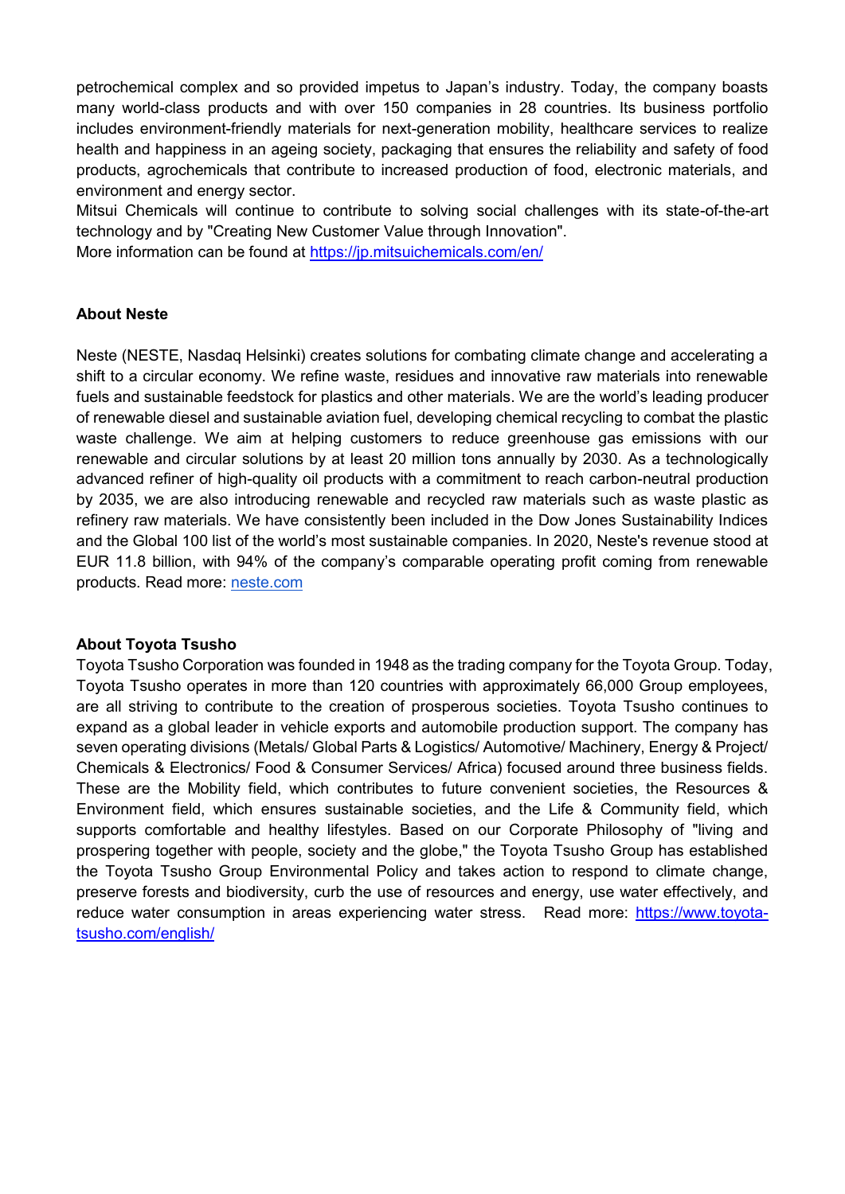petrochemical complex and so provided impetus to Japan's industry. Today, the company boasts many world-class products and with over 150 companies in 28 countries. Its business portfolio includes environment-friendly materials for next-generation mobility, healthcare services to realize health and happiness in an ageing society, packaging that ensures the reliability and safety of food products, agrochemicals that contribute to increased production of food, electronic materials, and environment and energy sector.
Mitsui Chemicals will continue to contribute to solving social challenges with its state-of-the-art technology and by "Creating New Customer Value through Innovation".
More information can be found at [https://jp.mitsuichemicals.com/en/](https://jp.mitsuichemicals.com/en/)

**About Neste**

Neste (NESTE, Nasdaq Helsinki) creates solutions for combating climate change and accelerating a shift to a circular economy. We refine waste, residues and innovative raw materials into renewable fuels and sustainable feedstock for plastics and other materials. We are the world's leading producer of renewable diesel and sustainable aviation fuel, developing chemical recycling to combat the plastic waste challenge. We aim at helping customers to reduce greenhouse gas emissions with our renewable and circular solutions by at least 20 million tons annually by 2030. As a technologically advanced refiner of high-quality oil products with a commitment to reach carbon-neutral production by 2035, we are also introducing renewable and recycled raw materials such as waste plastic as refinery raw materials. We have consistently been included in the Dow Jones Sustainability Indices and the Global 100 list of the world's most sustainable companies. In 2020, Neste's revenue stood at EUR 11.8 billion, with 94% of the company's comparable operating profit coming from renewable products. Read more: [neste.com](neste.com)

**About Toyota Tsusho**

Toyota Tsusho Corporation was founded in 1948 as the trading company for the Toyota Group. Today, Toyota Tsusho operates in more than 120 countries with approximately 66,000 Group employees, are all striving to contribute to the creation of prosperous societies. Toyota Tsusho continues to expand as a global leader in vehicle exports and automobile production support. The company has seven operating divisions (Metals/ Global Parts & Logistics/ Automotive/ Machinery, Energy & Project/ Chemicals & Electronics/ Food & Consumer Services/ Africa) focused around three business fields. These are the Mobility field, which contributes to future convenient societies, the Resources & Environment field, which ensures sustainable societies, and the Life & Community field, which supports comfortable and healthy lifestyles. Based on our Corporate Philosophy of "living and prospering together with people, society and the globe," the Toyota Tsusho Group has established the Toyota Tsusho Group Environmental Policy and takes action to respond to climate change, preserve forests and biodiversity, curb the use of resources and energy, use water effectively, and reduce water consumption in areas experiencing water stress. Read more: [https://www.toyota-tsusho.com/english/](https://www.toyota-tsusho.com/english/)